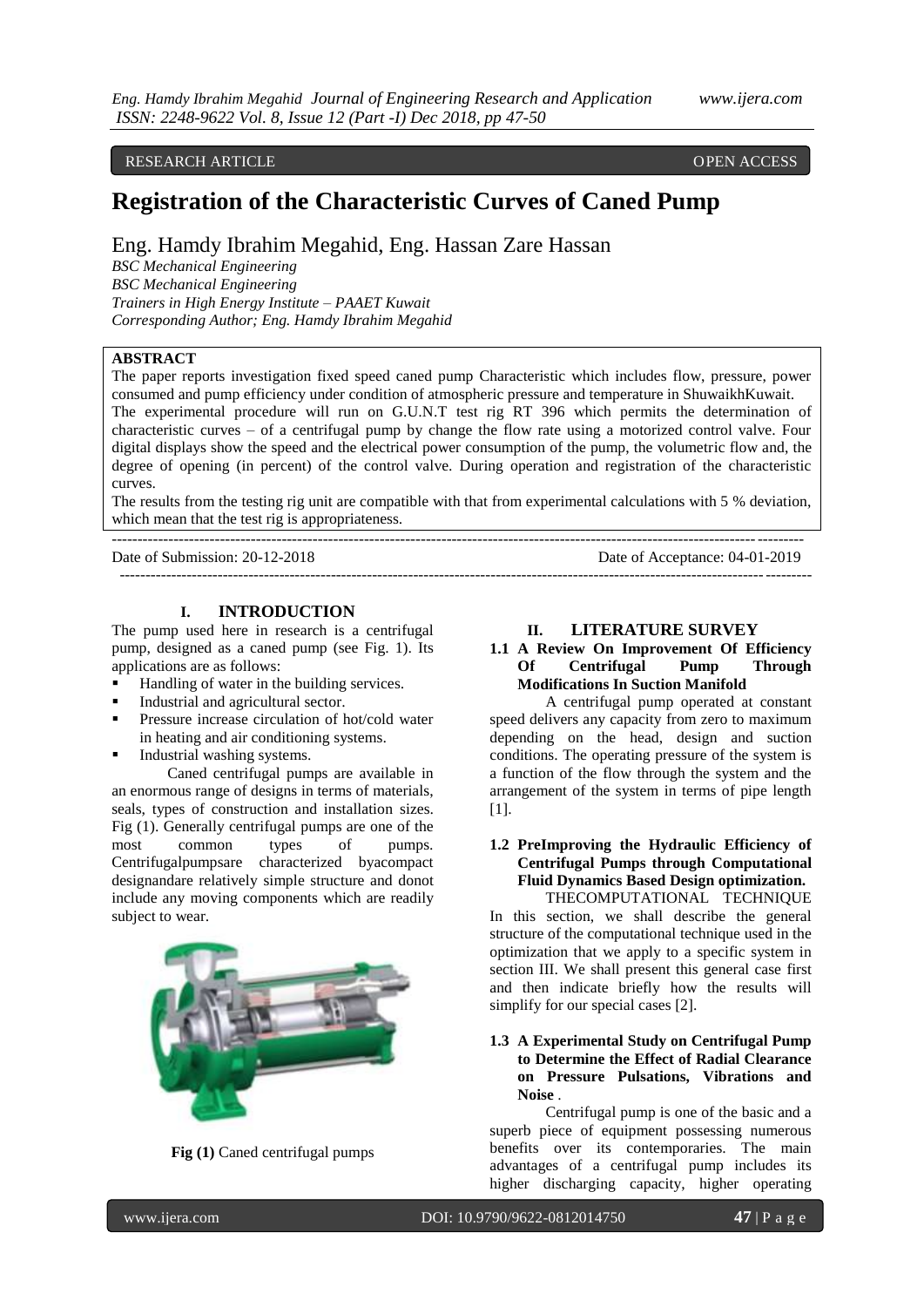RESEARCH ARTICLE OPEN ACCESS

# Registration of the Characteristic Curves of Caned Pump

Eng. Hamdy Ibrahim Megahid, Eng. Hassan Zare Hassan

*BSC Mechanical Engineering*
*BSC Mechanical Engineering*
*Trainers in High Energy Institute – PAAET Kuwait*
*Corresponding Author; Eng. Hamdy Ibrahim Megahid*

**ABSTRACT**

The paper reports investigation fixed speed caned pump Characteristic which includes flow, pressure, power consumed and pump efficiency under condition of atmospheric pressure and temperature in ShuwaikhKuwait.

The experimental procedure will run on G.U.N.T test rig RT 396 which permits the determination of characteristic curves – of a centrifugal pump by change the flow rate using a motorized control valve. Four digital displays show the speed and the electrical power consumption of the pump, the volumetric flow and, the degree of opening (in percent) of the control valve. During operation and registration of the characteristic curves.

The results from the testing rig unit are compatible with that from experimental calculations with 5 % deviation, which mean that the test rig is appropriateness.

Date of Submission: 20-12-2018 Date of Acceptance: 04-01-2019

## I. INTRODUCTION

The pump used here in research is a centrifugal pump, designed as a caned pump (see Fig. 1). Its applications are as follows:

- Handling of water in the building services.
- Industrial and agricultural sector.
- Pressure increase circulation of hot/cold water in heating and air conditioning systems.
- Industrial washing systems.

Caned centrifugal pumps are available in an enormous range of designs in terms of materials, seals, types of construction and installation sizes. Fig (1). Generally centrifugal pumps are one of the most common types of pumps. Centrifugalpumpsare characterized byacompact designandare relatively simple structure and donot include any moving components which are readily subject to wear.

**Fig (1)** Caned centrifugal pumps

## II. LITERATURE SURVEY

### 1.1 A Review On Improvement Of Efficiency Of Centrifugal Pump Through Modifications In Suction Manifold

A centrifugal pump operated at constant speed delivers any capacity from zero to maximum depending on the head, design and suction conditions. The operating pressure of the system is a function of the flow through the system and the arrangement of the system in terms of pipe length [1].

### 1.2 PreImproving the Hydraulic Efficiency of Centrifugal Pumps through Computational Fluid Dynamics Based Design optimization.

THECOMPUTATIONAL TECHNIQUE

In this section, we shall describe the general structure of the computational technique used in the optimization that we apply to a specific system in section III. We shall present this general case first and then indicate briefly how the results will simplify for our special cases [2].

### 1.3 A Experimental Study on Centrifugal Pump to Determine the Effect of Radial Clearance on Pressure Pulsations, Vibrations and Noise .

Centrifugal pump is one of the basic and a superb piece of equipment possessing numerous benefits over its contemporaries. The main advantages of a centrifugal pump includes its higher discharging capacity, higher operating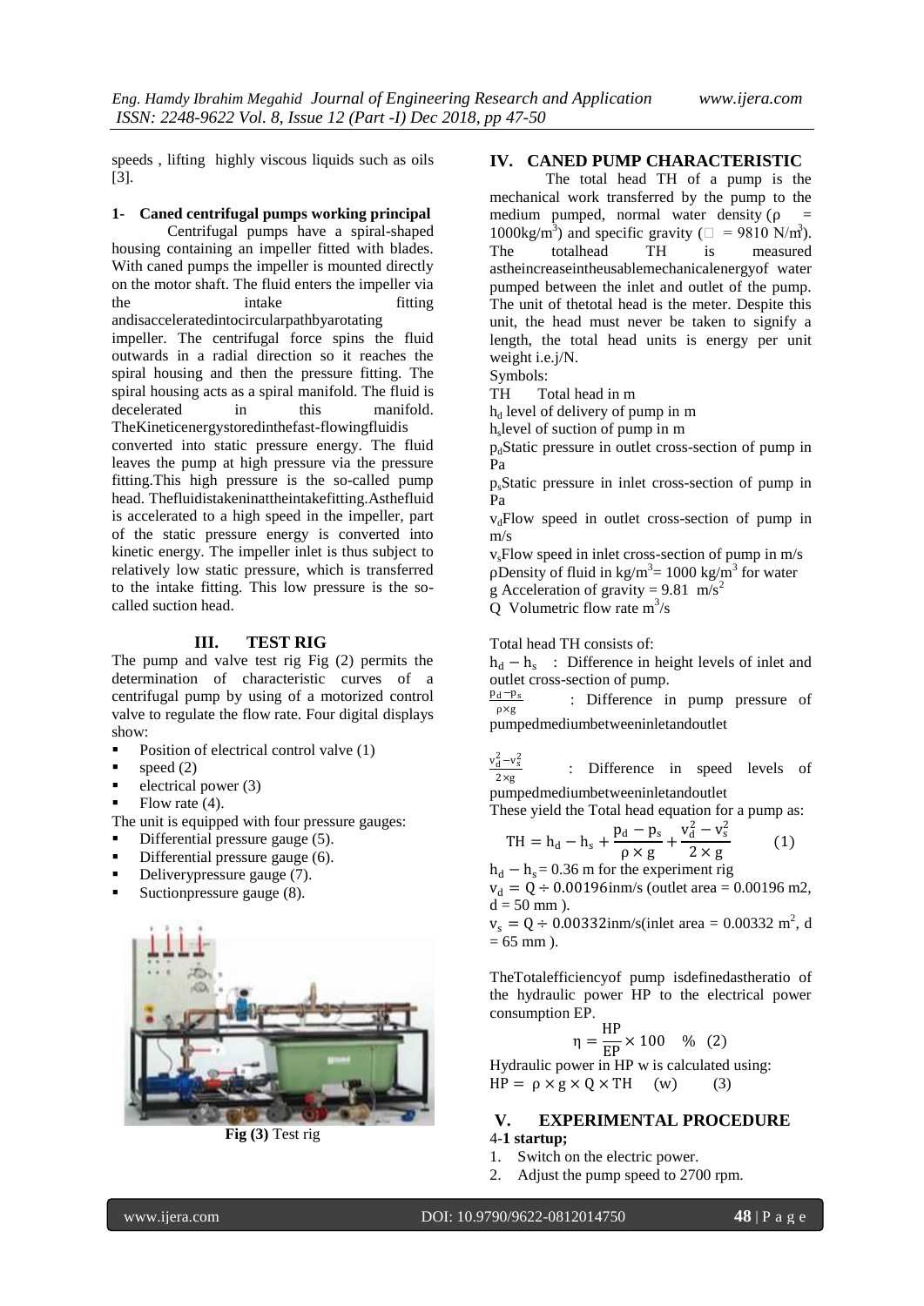speeds , lifting highly viscous liquids such as oils [3].

### 1- Caned centrifugal pumps working principal

Centrifugal pumps have a spiral-shaped housing containing an impeller fitted with blades. With caned pumps the impeller is mounted directly on the motor shaft. The fluid enters the impeller via the intake fitting andisacceleratedintocircularpathbyarotating impeller. The centrifugal force spins the fluid outwards in a radial direction so it reaches the spiral housing and then the pressure fitting. The spiral housing acts as a spiral manifold. The fluid is decelerated in this manifold. TheKineticenergystoredinthefast-flowingfluidis converted into static pressure energy. The fluid leaves the pump at high pressure via the pressure fitting.This high pressure is the so-called pump head. Thefluidistakeninattheintakefitting.Asthefluid is accelerated to a high speed in the impeller, part of the static pressure energy is converted into kinetic energy. The impeller inlet is thus subject to relatively low static pressure, which is transferred to the intake fitting. This low pressure is the so-called suction head.

## III. TEST RIG

The pump and valve test rig Fig (2) permits the determination of characteristic curves of a centrifugal pump by using of a motorized control valve to regulate the flow rate. Four digital displays show:

- Position of electrical control valve (1)
- speed (2)
- electrical power (3)
- Flow rate (4).

The unit is equipped with four pressure gauges:

- Differential pressure gauge (5).
- Differential pressure gauge (6).
- Deliverypressure gauge (7).
- Suctionpressure gauge (8).

**Fig (3)** Test rig

## IV. CANED PUMP CHARACTERISTIC

The total head TH of a pump is the mechanical work transferred by the pump to the medium pumped, normal water density ($\rho$ = 1000kg/m$^3$) and specific gravity ($\gamma$ = 9810 N/m$^3$). The totalhead TH is measured astheincreaseintheusablemechanicalenergyof water pumped between the inlet and outlet of the pump. The unit of thetotal head is the meter. Despite this unit, the head must never be taken to signify a length, the total head units is energy per unit weight i.e.j/N.

Symbols:

TH Total head in m

$h_d$ level of delivery of pump in m

$h_s$level of suction of pump in m

$p_d$Static pressure in outlet cross-section of pump in Pa

$p_s$Static pressure in inlet cross-section of pump in Pa

$v_d$Flow speed in outlet cross-section of pump in m/s

$v_s$Flow speed in inlet cross-section of pump in m/s

$\rho$Density of fluid in kg/m$^3$= 1000 kg/m$^3$ for water

g Acceleration of gravity = 9.81 m/s$^2$

Q Volumetric flow rate m$^3$/s

Total head TH consists of:

$h_d - h_s$ : Difference in height levels of inlet and outlet cross-section of pump.

$\frac{p_d - p_s}{\rho \times g}$ : Difference in pump pressure of pumpedmediumbetweeninletandoutlet

$\frac{v_d^2 - v_s^2}{2 \times g}$ : Difference in speed levels of pumpedmediumbetweeninletandoutlet

These yield the Total head equation for a pump as:

$$\text{TH} = h_d - h_s + \frac{p_d - p_s}{\rho \times g} + \frac{v_d^2 - v_s^2}{2 \times g} \qquad (1)$$

$h_d - h_s$ = 0.36 m for the experiment rig

$v_d = Q \div 0.00196$inm/s (outlet area = 0.00196 m2, d = 50 mm ).

$v_s = Q \div 0.00332$inm/s(inlet area = 0.00332 m$^2$, d = 65 mm ).

TheTotalefficiencyof pump isdefinedastheratio of the hydraulic power HP to the electrical power consumption EP.

$$\eta = \frac{\text{HP}}{\text{EP}} \times 100 \quad \% \quad (2)$$

Hydraulic power in HP w is calculated using:

$\text{HP} = \rho \times g \times Q \times \text{TH} \quad (w) \qquad (3)$

## V. EXPERIMENTAL PROCEDURE

**4-1 startup;**

1. Switch on the electric power.
2. Adjust the pump speed to 2700 rpm.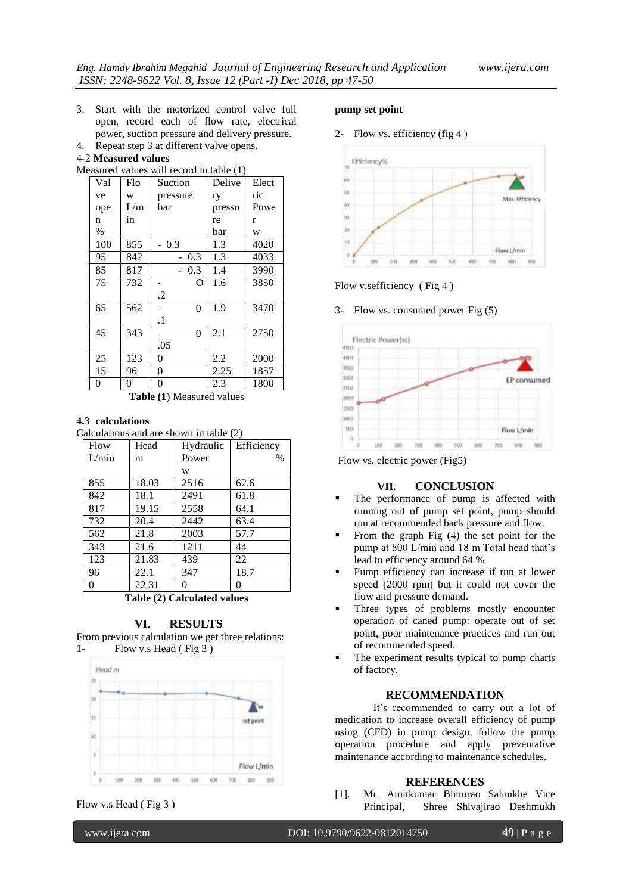3. Start with the motorized control valve full open, record each of flow rate, electrical power, suction pressure and delivery pressure.
4. Repeat step 3 at different valve opens.

4-2 **Measured values**

Measured values will record in table (1)

| Valve open % | Flow L/min | Suction pressure bar | Delivery pressure bar | Electric Power w |
|---|---|---|---|---|
| 100 | 855 | - 0.3 | 1.3 | 4020 |
| 95 | 842 | - 0.3 | 1.3 | 4033 |
| 85 | 817 | - 0.3 | 1.4 | 3990 |
| 75 | 732 | - O .2 | 1.6 | 3850 |
| 65 | 562 | - 0 .1 | 1.9 | 3470 |
| 45 | 343 | - 0 .05 | 2.1 | 2750 |
| 25 | 123 | 0 | 2.2 | 2000 |
| 15 | 96 | 0 | 2.25 | 1857 |
| 0 | 0 | 0 | 2.3 | 1800 |

**Table (1**) Measured values

### 4.3 calculations

Calculations and are shown in table (2)

| Flow L/min | Head m | Hydraulic Power w | Efficiency % |
|---|---|---|---|
| 855 | 18.03 | 2516 | 62.6 |
| 842 | 18.1 | 2491 | 61.8 |
| 817 | 19.15 | 2558 | 64.1 |
| 732 | 20.4 | 2442 | 63.4 |
| 562 | 21.8 | 2003 | 57.7 |
| 343 | 21.6 | 1211 | 44 |
| 123 | 21.83 | 439 | 22 |
| 96 | 22.1 | 347 | 18.7 |
| 0 | 22.31 | 0 | 0 |

**Table (2) Calculated values**

## VI. RESULTS

From previous calculation we get three relations:

1- Flow v.s Head ( Fig 3 )

Flow v.s Head ( Fig 3 )

**pump set point**

2- Flow vs. efficiency (fig 4 )

Flow v.sefficiency ( Fig 4 )

3- Flow vs. consumed power Fig (5)

Flow vs. electric power (Fig5)

## VII. CONCLUSION

- The performance of pump is affected with running out of pump set point, pump should run at recommended back pressure and flow.
- From the graph Fig (4) the set point for the pump at 800 L/min and 18 m Total head that's lead to efficiency around 64 %
- Pump efficiency can increase if run at lower speed (2000 rpm) but it could not cover the flow and pressure demand.
- Three types of problems mostly encounter operation of caned pump: operate out of set point, poor maintenance practices and run out of recommended speed.
- The experiment results typical to pump charts of factory.

## RECOMMENDATION

It's recommended to carry out a lot of medication to increase overall efficiency of pump using (CFD) in pump design, follow the pump operation procedure and apply preventative maintenance according to maintenance schedules.

## REFERENCES

[1]. Mr. Amitkumar Bhimrao Salunkhe Vice Principal, Shree Shivajirao Deshmukh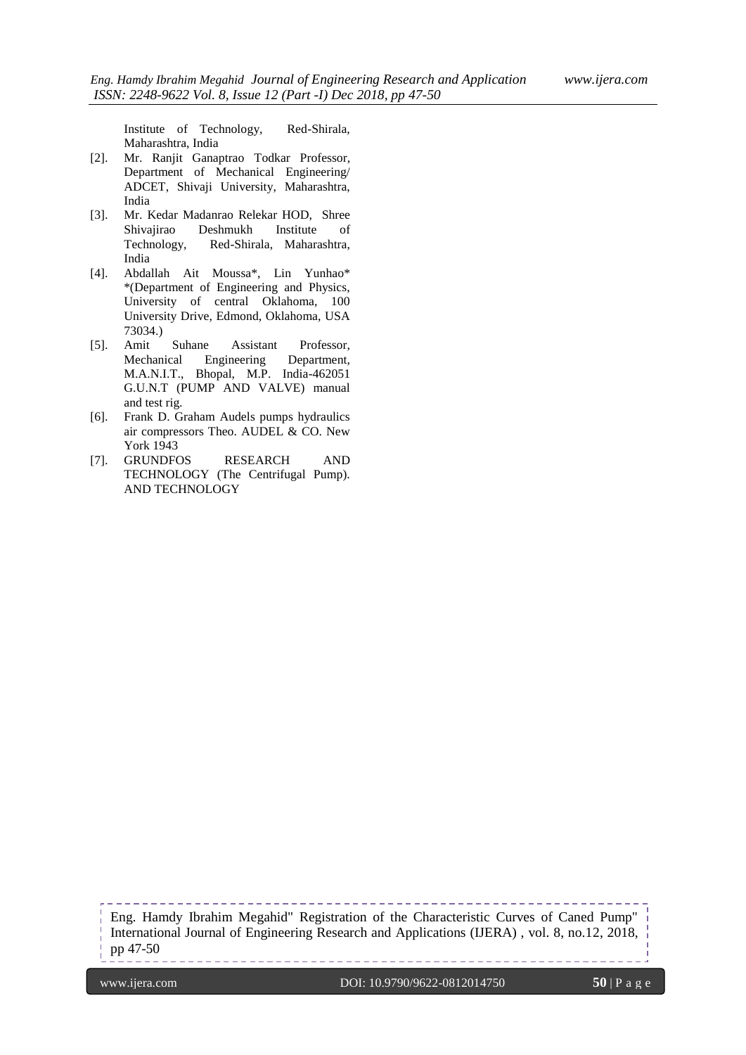Institute of Technology, Red-Shirala, Maharashtra, India

[2]. Mr. Ranjit Ganaptrao Todkar Professor, Department of Mechanical Engineering/ ADCET, Shivaji University, Maharashtra, India

[3]. Mr. Kedar Madanrao Relekar HOD, Shree Shivajirao Deshmukh Institute of Technology, Red-Shirala, Maharashtra, India

[4]. Abdallah Ait Moussa*, Lin Yunhao* *(Department of Engineering and Physics, University of central Oklahoma, 100 University Drive, Edmond, Oklahoma, USA 73034.)

[5]. Amit Suhane Assistant Professor, Mechanical Engineering Department, M.A.N.I.T., Bhopal, M.P. India-462051 G.U.N.T (PUMP AND VALVE) manual and test rig.

[6]. Frank D. Graham Audels pumps hydraulics air compressors Theo. AUDEL & CO. New York 1943

[7]. GRUNDFOS RESEARCH AND TECHNOLOGY (The Centrifugal Pump). AND TECHNOLOGY

Eng. Hamdy Ibrahim Megahid" Registration of the Characteristic Curves of Caned Pump" International Journal of Engineering Research and Applications (IJERA) , vol. 8, no.12, 2018, pp 47-50